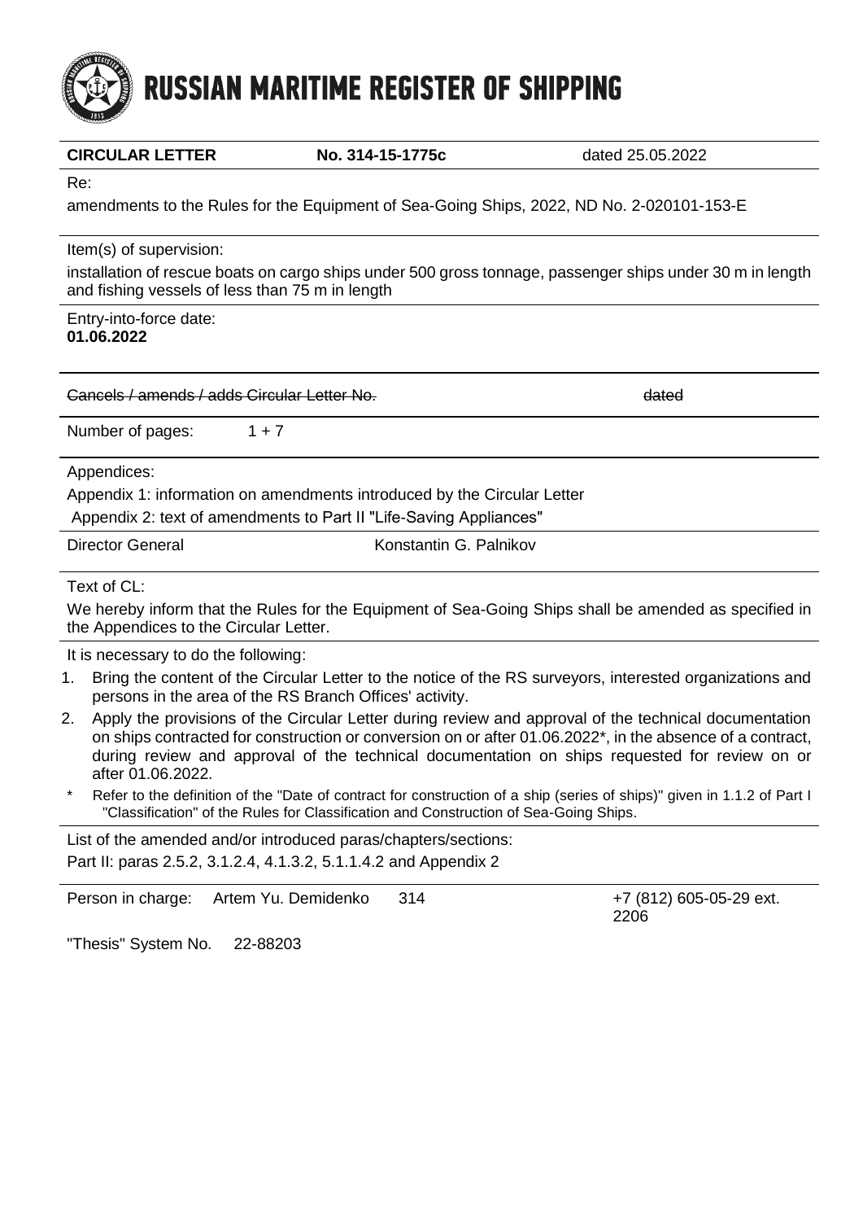# RUSSIAN MARITIME REGISTER OF SHIPPING

**CIRCULAR LETTER** **No. 314-15-1775c** dated 25.05.2022

Re:

amendments to the Rules for the Equipment of Sea-Going Ships, 2022, ND No. 2-020101-153-E

Item(s) of supervision:

installation of rescue boats on cargo ships under 500 gross tonnage, passenger ships under 30 m in length and fishing vessels of less than 75 m in length

Entry-into-force date:
**01.06.2022**

~~Cancels / amends / adds Circular Letter No.~~ ~~dated~~

Number of pages: 1 + 7

Appendices:

Appendix 1: information on amendments introduced by the Circular Letter

Appendix 2: text of amendments to Part II "Life-Saving Appliances"

Director General Konstantin G. Palnikov

Text of CL:

We hereby inform that the Rules for the Equipment of Sea-Going Ships shall be amended as specified in the Appendices to the Circular Letter.

It is necessary to do the following:

1. Bring the content of the Circular Letter to the notice of the RS surveyors, interested organizations and persons in the area of the RS Branch Offices' activity.
2. Apply the provisions of the Circular Letter during review and approval of the technical documentation on ships contracted for construction or conversion on or after 01.06.2022*, in the absence of a contract, during review and approval of the technical documentation on ships requested for review on or after 01.06.2022.

\* Refer to the definition of the "Date of contract for construction of a ship (series of ships)" given in 1.1.2 of Part I "Classification" of the Rules for Classification and Construction of Sea-Going Ships.

List of the amended and/or introduced paras/chapters/sections:
Part II: paras 2.5.2, 3.1.2.4, 4.1.3.2, 5.1.1.4.2 and Appendix 2

Person in charge: Artem Yu. Demidenko 314 +7 (812) 605-05-29 ext. 2206

"Thesis" System No. 22-88203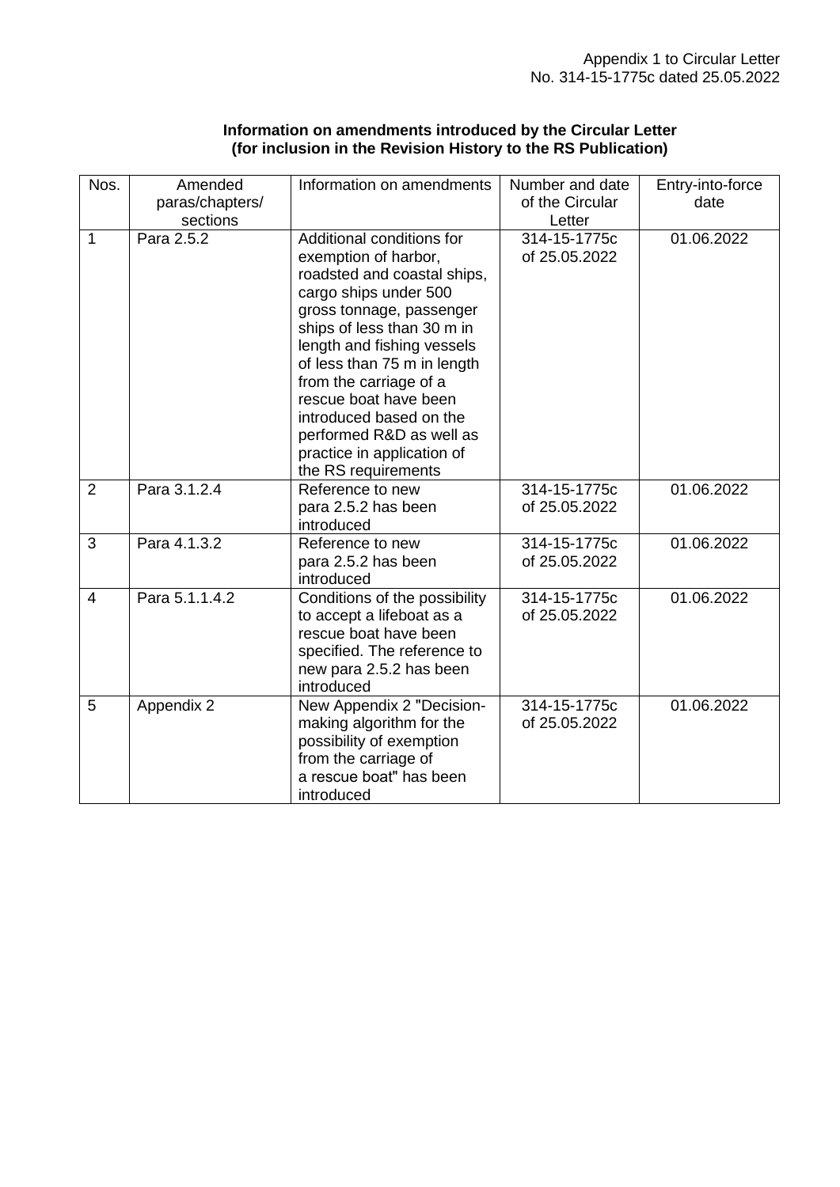Appendix 1 to Circular Letter
No. 314-15-1775c dated 25.05.2022

**Information on amendments introduced by the Circular Letter**
**(for inclusion in the Revision History to the RS Publication)**

| Nos. | Amended paras/chapters/ sections | Information on amendments | Number and date of the Circular Letter | Entry-into-force date |
|---|---|---|---|---|
| 1 | Para 2.5.2 | Additional conditions for exemption of harbor, roadsted and coastal ships, cargo ships under 500 gross tonnage, passenger ships of less than 30 m in length and fishing vessels of less than 75 m in length from the carriage of a rescue boat have been introduced based on the performed R&D as well as practice in application of the RS requirements | 314-15-1775c of 25.05.2022 | 01.06.2022 |
| 2 | Para 3.1.2.4 | Reference to new para 2.5.2 has been introduced | 314-15-1775c of 25.05.2022 | 01.06.2022 |
| 3 | Para 4.1.3.2 | Reference to new para 2.5.2 has been introduced | 314-15-1775c of 25.05.2022 | 01.06.2022 |
| 4 | Para 5.1.1.4.2 | Conditions of the possibility to accept a lifeboat as a rescue boat have been specified. The reference to new para 2.5.2 has been introduced | 314-15-1775c of 25.05.2022 | 01.06.2022 |
| 5 | Appendix 2 | New Appendix 2 "Decision-making algorithm for the possibility of exemption from the carriage of a rescue boat" has been introduced | 314-15-1775c of 25.05.2022 | 01.06.2022 |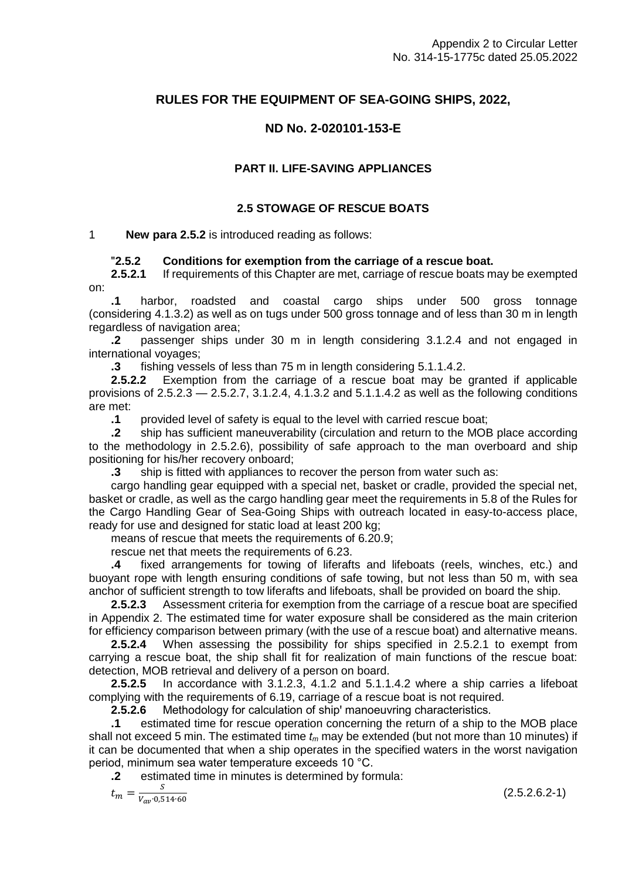Appendix 2 to Circular Letter
No. 314-15-1775c dated 25.05.2022

# RULES FOR THE EQUIPMENT OF SEA-GOING SHIPS, 2022,

# ND No. 2-020101-153-E

## PART II. LIFE-SAVING APPLIANCES

### 2.5 STOWAGE OF RESCUE BOATS

1 **New para 2.5.2** is introduced reading as follows:

"**2.5.2 Conditions for exemption from the carriage of a rescue boat.**

**2.5.2.1** If requirements of this Chapter are met, carriage of rescue boats may be exempted on:

**.1** harbor, roadsted and coastal cargo ships under 500 gross tonnage (considering 4.1.3.2) as well as on tugs under 500 gross tonnage and of less than 30 m in length regardless of navigation area;

**.2** passenger ships under 30 m in length considering 3.1.2.4 and not engaged in international voyages;

**.3** fishing vessels of less than 75 m in length considering 5.1.1.4.2.

**2.5.2.2** Exemption from the carriage of a rescue boat may be granted if applicable provisions of 2.5.2.3 — 2.5.2.7, 3.1.2.4, 4.1.3.2 and 5.1.1.4.2 as well as the following conditions are met:

**.1** provided level of safety is equal to the level with carried rescue boat;

**.2** ship has sufficient maneuverability (circulation and return to the MOB place according to the methodology in 2.5.2.6), possibility of safe approach to the man overboard and ship positioning for his/her recovery onboard;

**.3** ship is fitted with appliances to recover the person from water such as:

cargo handling gear equipped with a special net, basket or cradle, provided the special net, basket or cradle, as well as the cargo handling gear meet the requirements in 5.8 of the Rules for the Cargo Handling Gear of Sea-Going Ships with outreach located in easy-to-access place, ready for use and designed for static load at least 200 kg;

means of rescue that meets the requirements of 6.20.9;

rescue net that meets the requirements of 6.23.

**.4** fixed arrangements for towing of liferafts and lifeboats (reels, winches, etc.) and buoyant rope with length ensuring conditions of safe towing, but not less than 50 m, with sea anchor of sufficient strength to tow liferafts and lifeboats, shall be provided on board the ship.

**2.5.2.3** Assessment criteria for exemption from the carriage of a rescue boat are specified in Appendix 2. The estimated time for water exposure shall be considered as the main criterion for efficiency comparison between primary (with the use of a rescue boat) and alternative means.

**2.5.2.4** When assessing the possibility for ships specified in 2.5.2.1 to exempt from carrying a rescue boat, the ship shall fit for realization of main functions of the rescue boat: detection, MOB retrieval and delivery of a person on board.

**2.5.2.5** In accordance with 3.1.2.3, 4.1.2 and 5.1.1.4.2 where a ship carries a lifeboat complying with the requirements of 6.19, carriage of a rescue boat is not required.

**2.5.2.6** Methodology for calculation of ship' manoeuvring characteristics.

**.1** estimated time for rescue operation concerning the return of a ship to the MOB place shall not exceed 5 min. The estimated time $t_m$ may be extended (but not more than 10 minutes) if it can be documented that when a ship operates in the specified waters in the worst navigation period, minimum sea water temperature exceeds 10 °C.

**.2** estimated time in minutes is determined by formula:

$$t_m = \frac{S}{V_{av} \cdot 0{,}514 \cdot 60} \qquad (2.5.2.6.2\text{-}1)$$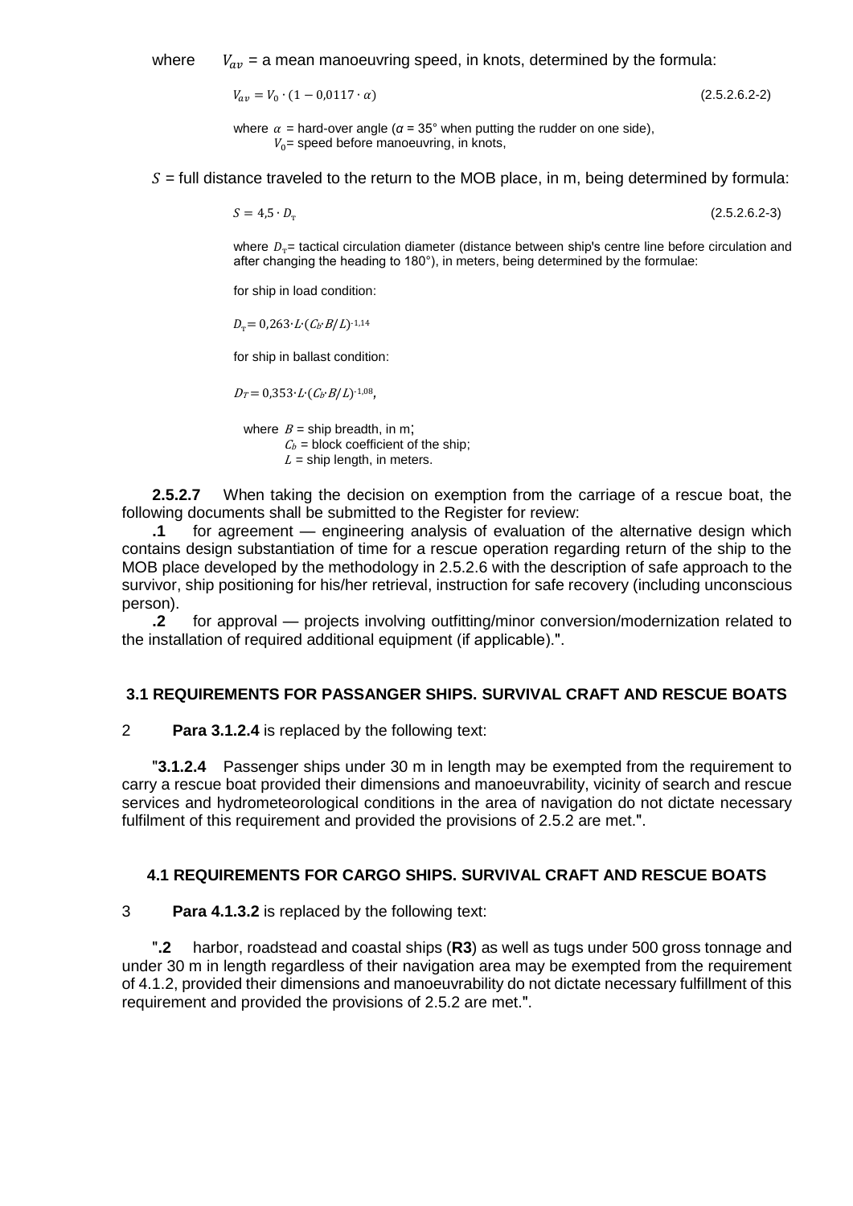where $V_{av}$ = a mean manoeuvring speed, in knots, determined by the formula:

$$V_{av} = V_0 \cdot (1 - 0{,}0117 \cdot \alpha) \quad (2.5.2.6.2\text{-}2)$$

where $\alpha$ = hard-over angle ($\alpha$ = 35° when putting the rudder on one side),
$V_0$ = speed before manoeuvring, in knots,

$S$ = full distance traveled to the return to the MOB place, in m, being determined by formula:

$$S = 4{,}5 \cdot D_{\text{T}} \quad (2.5.2.6.2\text{-}3)$$

where $D_{\text{T}}$ = tactical circulation diameter (distance between ship's centre line before circulation and after changing the heading to 180°), in meters, being determined by the formulae:

for ship in load condition:

$$D_{\text{T}} = 0{,}263 \cdot L \cdot (C_b \cdot B/L)^{-1{,}14}$$

for ship in ballast condition:

$$D_T = 0{,}353 \cdot L \cdot (C_b \cdot B/L)^{-1{,}08},$$

where $B$ = ship breadth, in m;
$C_b$ = block coefficient of the ship;
$L$ = ship length, in meters.

**2.5.2.7** When taking the decision on exemption from the carriage of a rescue boat, the following documents shall be submitted to the Register for review:

**.1** for agreement — engineering analysis of evaluation of the alternative design which contains design substantiation of time for a rescue operation regarding return of the ship to the MOB place developed by the methodology in 2.5.2.6 with the description of safe approach to the survivor, ship positioning for his/her retrieval, instruction for safe recovery (including unconscious person).

**.2** for approval — projects involving outfitting/minor conversion/modernization related to the installation of required additional equipment (if applicable).".

## 3.1 REQUIREMENTS FOR PASSANGER SHIPS. SURVIVAL CRAFT AND RESCUE BOATS

2 **Para 3.1.2.4** is replaced by the following text:

"**3.1.2.4** Passenger ships under 30 m in length may be exempted from the requirement to carry a rescue boat provided their dimensions and manoeuvrability, vicinity of search and rescue services and hydrometeorological conditions in the area of navigation do not dictate necessary fulfilment of this requirement and provided the provisions of 2.5.2 are met.".

## 4.1 REQUIREMENTS FOR CARGO SHIPS. SURVIVAL CRAFT AND RESCUE BOATS

3 **Para 4.1.3.2** is replaced by the following text:

"**.2** harbor, roadstead and coastal ships (**R3**) as well as tugs under 500 gross tonnage and under 30 m in length regardless of their navigation area may be exempted from the requirement of 4.1.2, provided their dimensions and manoeuvrability do not dictate necessary fulfillment of this requirement and provided the provisions of 2.5.2 are met.".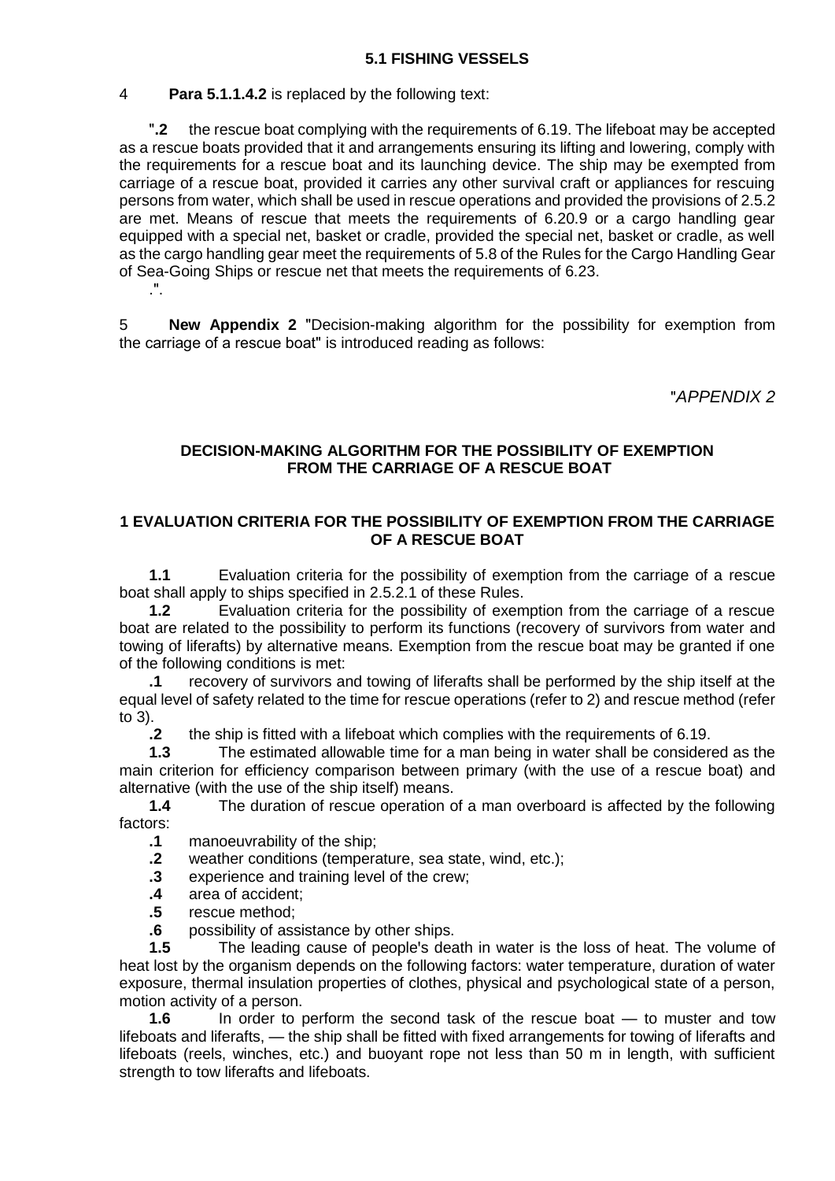**5.1 FISHING VESSELS**

4 **Para 5.1.1.4.2** is replaced by the following text:

"**.2** the rescue boat complying with the requirements of 6.19. The lifeboat may be accepted as a rescue boats provided that it and arrangements ensuring its lifting and lowering, comply with the requirements for a rescue boat and its launching device. The ship may be exempted from carriage of a rescue boat, provided it carries any other survival craft or appliances for rescuing persons from water, which shall be used in rescue operations and provided the provisions of 2.5.2 are met. Means of rescue that meets the requirements of 6.20.9 or a cargo handling gear equipped with a special net, basket or cradle, provided the special net, basket or cradle, as well as the cargo handling gear meet the requirements of 5.8 of the Rules for the Cargo Handling Gear of Sea-Going Ships or rescue net that meets the requirements of 6.23.

.".

5 **New Appendix 2** "Decision-making algorithm for the possibility for exemption from the carriage of a rescue boat" is introduced reading as follows:

"*APPENDIX 2*

**DECISION-MAKING ALGORITHM FOR THE POSSIBILITY OF EXEMPTION FROM THE CARRIAGE OF A RESCUE BOAT**

**1 EVALUATION CRITERIA FOR THE POSSIBILITY OF EXEMPTION FROM THE CARRIAGE OF A RESCUE BOAT**

**1.1** Evaluation criteria for the possibility of exemption from the carriage of a rescue boat shall apply to ships specified in 2.5.2.1 of these Rules.

**1.2** Evaluation criteria for the possibility of exemption from the carriage of a rescue boat are related to the possibility to perform its functions (recovery of survivors from water and towing of liferafts) by alternative means. Exemption from the rescue boat may be granted if one of the following conditions is met:

**.1** recovery of survivors and towing of liferafts shall be performed by the ship itself at the equal level of safety related to the time for rescue operations (refer to 2) and rescue method (refer to 3).

**.2** the ship is fitted with a lifeboat which complies with the requirements of 6.19.

**1.3** The estimated allowable time for a man being in water shall be considered as the main criterion for efficiency comparison between primary (with the use of a rescue boat) and alternative (with the use of the ship itself) means.

**1.4** The duration of rescue operation of a man overboard is affected by the following factors:

**.1** manoeuvrability of the ship;

**.2** weather conditions (temperature, sea state, wind, etc.);

**.3** experience and training level of the crew;

**.4** area of accident;

**.5** rescue method;

**.6** possibility of assistance by other ships.

**1.5** The leading cause of people's death in water is the loss of heat. The volume of heat lost by the organism depends on the following factors: water temperature, duration of water exposure, thermal insulation properties of clothes, physical and psychological state of a person, motion activity of a person.

**1.6** In order to perform the second task of the rescue boat — to muster and tow lifeboats and liferafts, — the ship shall be fitted with fixed arrangements for towing of liferafts and lifeboats (reels, winches, etc.) and buoyant rope not less than 50 m in length, with sufficient strength to tow liferafts and lifeboats.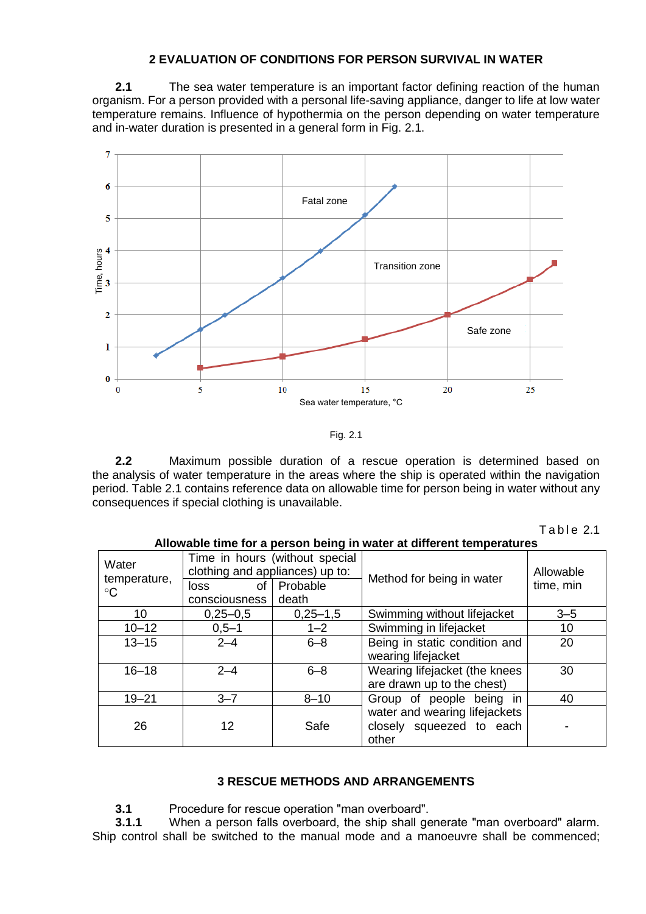## 2 EVALUATION OF CONDITIONS FOR PERSON SURVIVAL IN WATER

**2.1** The sea water temperature is an important factor defining reaction of the human organism. For a person provided with a personal life-saving appliance, danger to life at low water temperature remains. Influence of hypothermia on the person depending on water temperature and in-water duration is presented in a general form in Fig. 2.1.

Fig. 2.1

**2.2** Maximum possible duration of a rescue operation is determined based on the analysis of water temperature in the areas where the ship is operated within the navigation period. Table 2.1 contains reference data on allowable time for person being in water without any consequences if special clothing is unavailable.

Table 2.1

**Allowable time for a person being in water at different temperatures**

| Water temperature, °C | Time in hours (without special clothing and appliances) up to: | | Method for being in water | Allowable time, min |
|---|---|---|---|---|
| | loss of consciousness | Probable death | | |
| 10 | 0,25–0,5 | 0,25–1,5 | Swimming without lifejacket | 3–5 |
| 10–12 | 0,5–1 | 1–2 | Swimming in lifejacket | 10 |
| 13–15 | 2–4 | 6–8 | Being in static condition and wearing lifejacket | 20 |
| 16–18 | 2–4 | 6–8 | Wearing lifejacket (the knees are drawn up to the chest) | 30 |
| 19–21 | 3–7 | 8–10 | Group of people being in water and wearing lifejackets closely squeezed to each other | 40 |
| 26 | 12 | Safe | | - |

## 3 RESCUE METHODS AND ARRANGEMENTS

**3.1** Procedure for rescue operation "man overboard".

**3.1.1** When a person falls overboard, the ship shall generate "man overboard" alarm. Ship control shall be switched to the manual mode and a manoeuvre shall be commenced;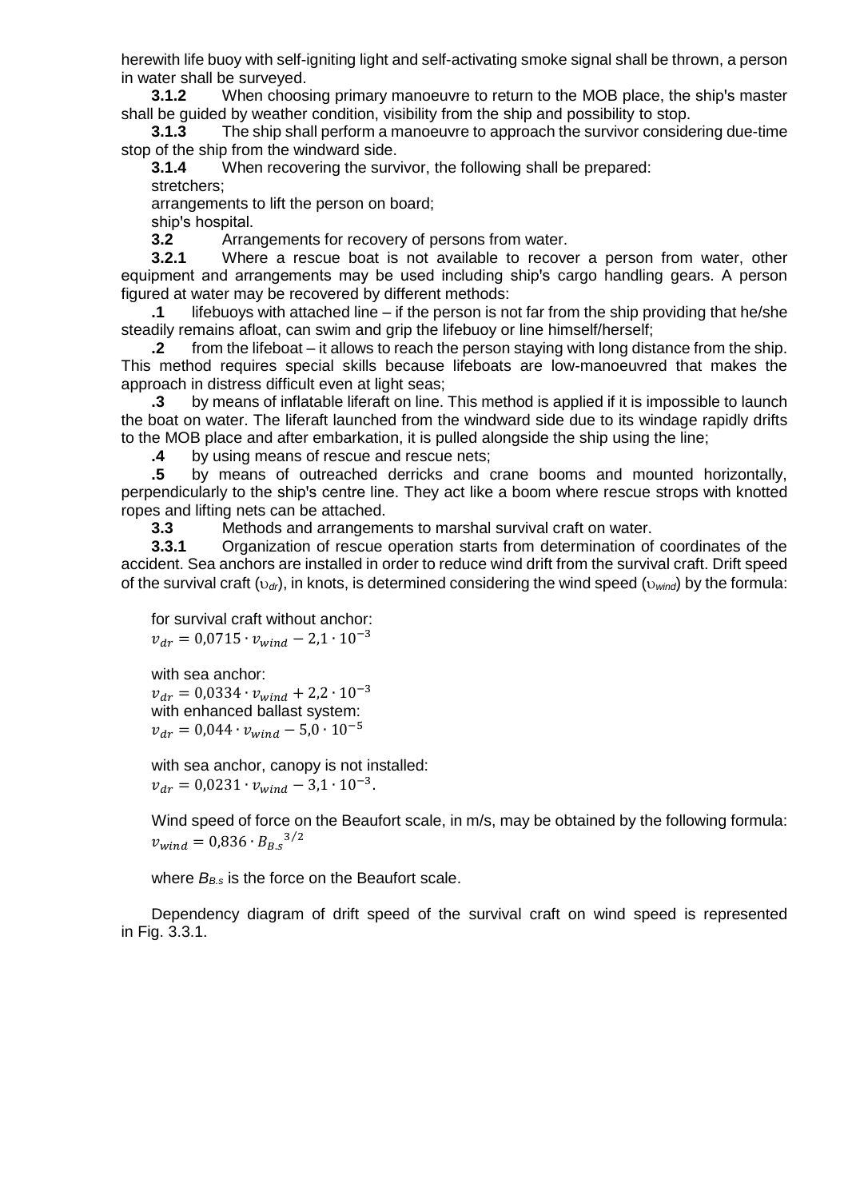herewith life buoy with self-igniting light and self-activating smoke signal shall be thrown, a person in water shall be surveyed.

**3.1.2** When choosing primary manoeuvre to return to the MOB place, the ship's master shall be guided by weather condition, visibility from the ship and possibility to stop.

**3.1.3** The ship shall perform a manoeuvre to approach the survivor considering due-time stop of the ship from the windward side.

**3.1.4** When recovering the survivor, the following shall be prepared:

stretchers;

arrangements to lift the person on board;

ship's hospital.

**3.2** Arrangements for recovery of persons from water.

**3.2.1** Where a rescue boat is not available to recover a person from water, other equipment and arrangements may be used including ship's cargo handling gears. A person figured at water may be recovered by different methods:

**.1** lifebuoys with attached line – if the person is not far from the ship providing that he/she steadily remains afloat, can swim and grip the lifebuoy or line himself/herself;

**.2** from the lifeboat – it allows to reach the person staying with long distance from the ship. This method requires special skills because lifeboats are low-manoeuvred that makes the approach in distress difficult even at light seas;

**.3** by means of inflatable liferaft on line. This method is applied if it is impossible to launch the boat on water. The liferaft launched from the windward side due to its windage rapidly drifts to the MOB place and after embarkation, it is pulled alongside the ship using the line;

**.4** by using means of rescue and rescue nets;

**.5** by means of outreached derricks and crane booms and mounted horizontally, perpendicularly to the ship's centre line. They act like a boom where rescue strops with knotted ropes and lifting nets can be attached.

**3.3** Methods and arrangements to marshal survival craft on water.

**3.3.1** Organization of rescue operation starts from determination of coordinates of the accident. Sea anchors are installed in order to reduce wind drift from the survival craft. Drift speed of the survival craft ($\upsilon_{dr}$), in knots, is determined considering the wind speed ($\upsilon_{wind}$) by the formula:

for survival craft without anchor:

$$v_{dr} = 0{,}0715 \cdot v_{wind} - 2{,}1 \cdot 10^{-3}$$

with sea anchor:

$$v_{dr} = 0{,}0334 \cdot v_{wind} + 2{,}2 \cdot 10^{-3}$$

with enhanced ballast system:

$$v_{dr} = 0{,}044 \cdot v_{wind} - 5{,}0 \cdot 10^{-5}$$

with sea anchor, canopy is not installed:

$$v_{dr} = 0{,}0231 \cdot v_{wind} - 3{,}1 \cdot 10^{-3}.$$

Wind speed of force on the Beaufort scale, in m/s, may be obtained by the following formula:

$$v_{wind} = 0{,}836 \cdot {B_{B.s}}^{3/2}$$

where $B_{B.s}$ is the force on the Beaufort scale.

Dependency diagram of drift speed of the survival craft on wind speed is represented in Fig. 3.3.1.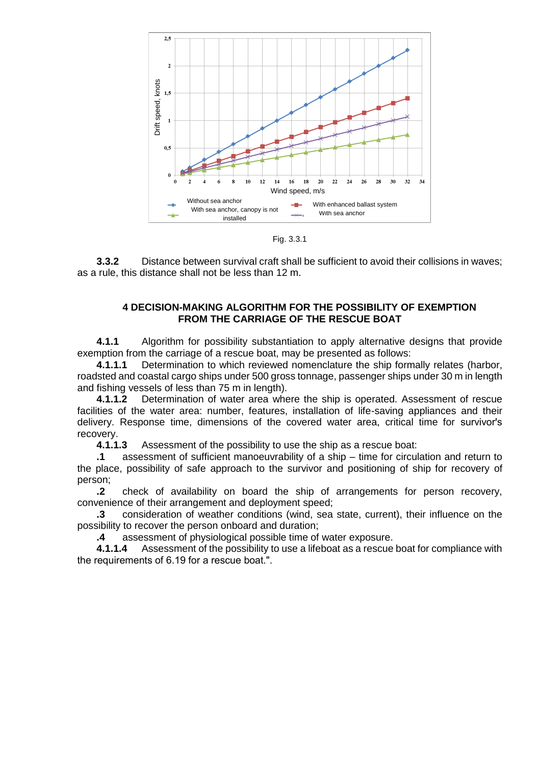2,5

2

1,5

1

0,5

0

Drift speed, knots

0 2 4 6 8 10 12 14 16 18 20 22 24 26 28 30 32 34

Wind speed, m/s

Without sea anchor

With sea anchor, canopy is not installed

With enhanced ballast system

With sea anchor

Fig. 3.3.1

**3.3.2** Distance between survival craft shall be sufficient to avoid their collisions in waves; as a rule, this distance shall not be less than 12 m.

## 4 DECISION-MAKING ALGORITHM FOR THE POSSIBILITY OF EXEMPTION FROM THE CARRIAGE OF THE RESCUE BOAT

**4.1.1** Algorithm for possibility substantiation to apply alternative designs that provide exemption from the carriage of a rescue boat, may be presented as follows:

**4.1.1.1** Determination to which reviewed nomenclature the ship formally relates (harbor, roadsted and coastal cargo ships under 500 gross tonnage, passenger ships under 30 m in length and fishing vessels of less than 75 m in length).

**4.1.1.2** Determination of water area where the ship is operated. Assessment of rescue facilities of the water area: number, features, installation of life-saving appliances and their delivery. Response time, dimensions of the covered water area, critical time for survivor's recovery.

**4.1.1.3** Assessment of the possibility to use the ship as a rescue boat:

**.1** assessment of sufficient manoeuvrability of a ship – time for circulation and return to the place, possibility of safe approach to the survivor and positioning of ship for recovery of person;

**.2** check of availability on board the ship of arrangements for person recovery, convenience of their arrangement and deployment speed;

**.3** consideration of weather conditions (wind, sea state, current), their influence on the possibility to recover the person onboard and duration;

**.4** assessment of physiological possible time of water exposure.

**4.1.1.4** Assessment of the possibility to use a lifeboat as a rescue boat for compliance with the requirements of 6.19 for a rescue boat.".